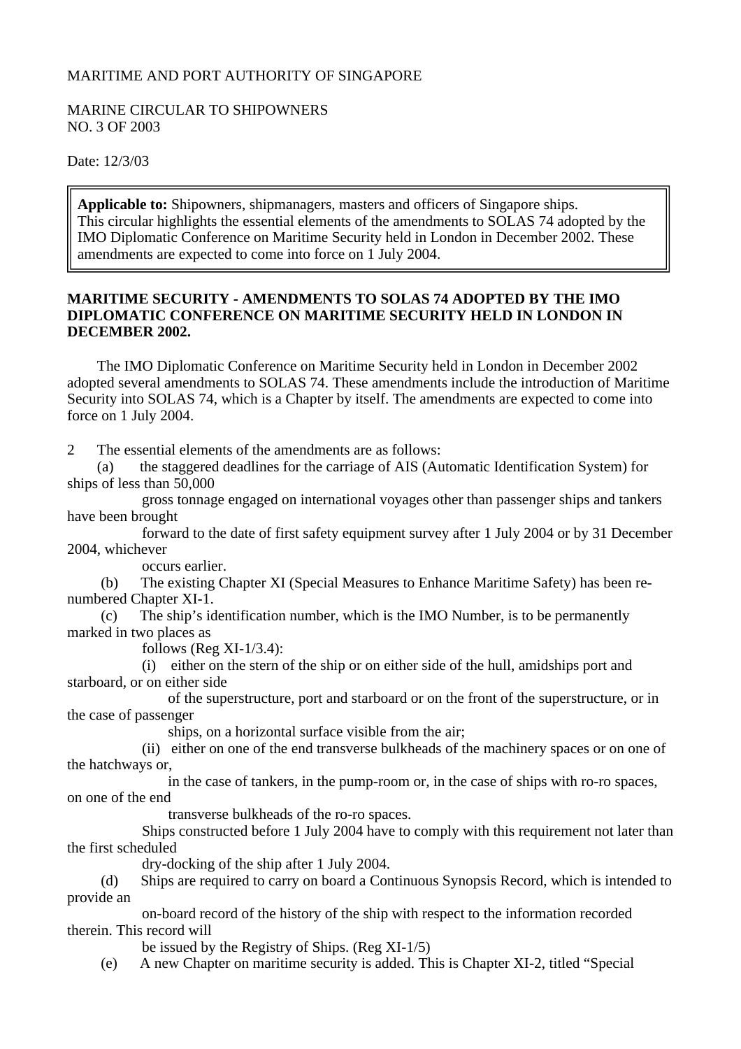MARITIME AND PORT AUTHORITY OF SINGAPORE

MARINE CIRCULAR TO SHIPOWNERS
NO. 3 OF 2003

Date: 12/3/03

> **Applicable to:** Shipowners, shipmanagers, masters and officers of Singapore ships.
> This circular highlights the essential elements of the amendments to SOLAS 74 adopted by the IMO Diplomatic Conference on Maritime Security held in London in December 2002. These amendments are expected to come into force on 1 July 2004.

**MARITIME SECURITY - AMENDMENTS TO SOLAS 74 ADOPTED BY THE IMO DIPLOMATIC CONFERENCE ON MARITIME SECURITY HELD IN LONDON IN DECEMBER 2002.**

The IMO Diplomatic Conference on Maritime Security held in London in December 2002 adopted several amendments to SOLAS 74. These amendments include the introduction of Maritime Security into SOLAS 74, which is a Chapter by itself. The amendments are expected to come into force on 1 July 2004.

2 The essential elements of the amendments are as follows:

(a) the staggered deadlines for the carriage of AIS (Automatic Identification System) for ships of less than 50,000 gross tonnage engaged on international voyages other than passenger ships and tankers have been brought forward to the date of first safety equipment survey after 1 July 2004 or by 31 December 2004, whichever occurs earlier.

(b) The existing Chapter XI (Special Measures to Enhance Maritime Safety) has been re-numbered Chapter XI-1.

(c) The ship's identification number, which is the IMO Number, is to be permanently marked in two places as follows (Reg XI-1/3.4):

(i) either on the stern of the ship or on either side of the hull, amidships port and starboard, or on either side of the superstructure, port and starboard or on the front of the superstructure, or in the case of passenger ships, on a horizontal surface visible from the air;

(ii) either on one of the end transverse bulkheads of the machinery spaces or on one of the hatchways or, in the case of tankers, in the pump-room or, in the case of ships with ro-ro spaces, on one of the end transverse bulkheads of the ro-ro spaces.

Ships constructed before 1 July 2004 have to comply with this requirement not later than the first scheduled dry-docking of the ship after 1 July 2004.

(d) Ships are required to carry on board a Continuous Synopsis Record, which is intended to provide an on-board record of the history of the ship with respect to the information recorded therein. This record will be issued by the Registry of Ships. (Reg XI-1/5)

(e) A new Chapter on maritime security is added. This is Chapter XI-2, titled "Special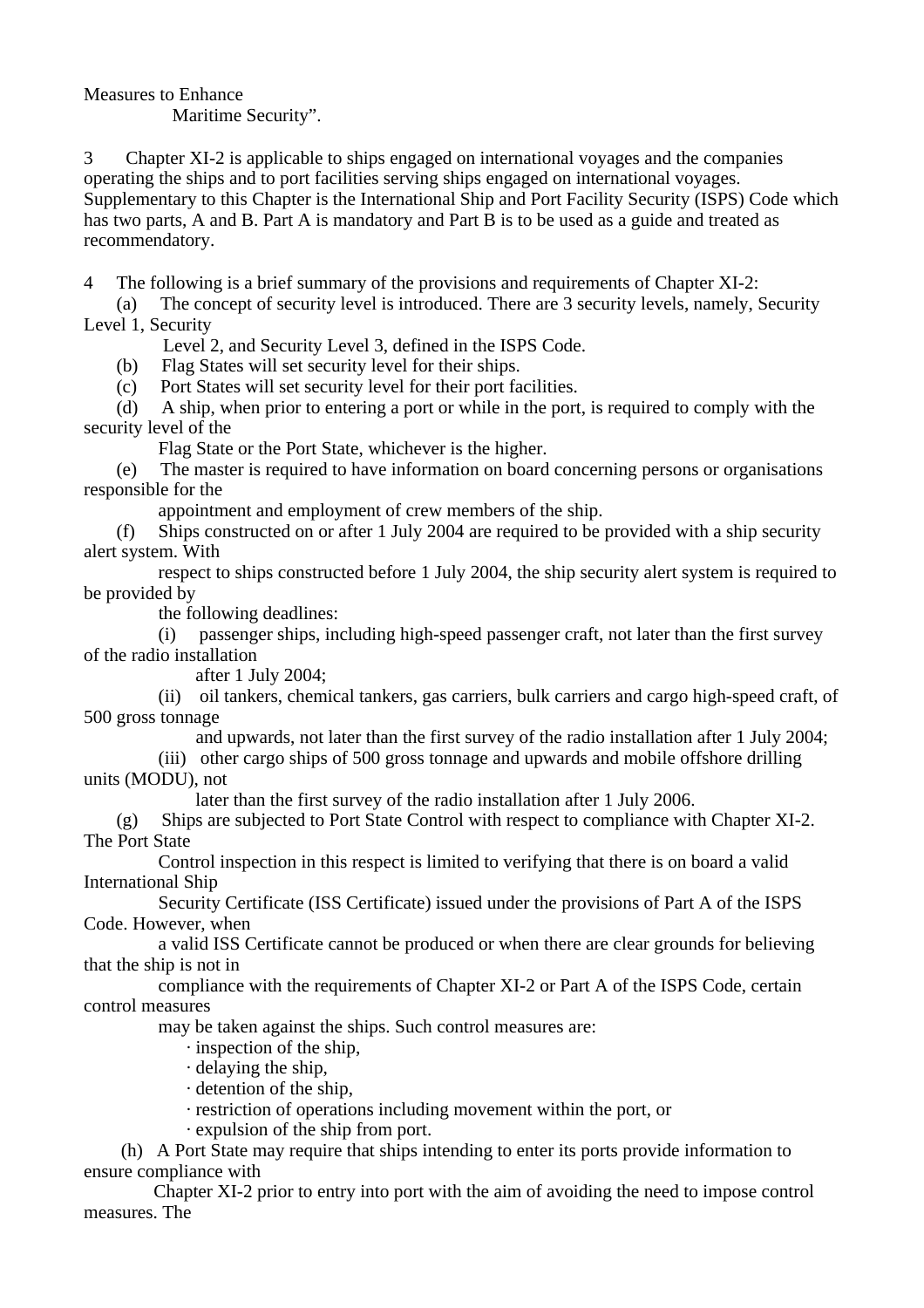Measures to Enhance Maritime Security".

3 Chapter XI-2 is applicable to ships engaged on international voyages and the companies operating the ships and to port facilities serving ships engaged on international voyages. Supplementary to this Chapter is the International Ship and Port Facility Security (ISPS) Code which has two parts, A and B. Part A is mandatory and Part B is to be used as a guide and treated as recommendatory.

4 The following is a brief summary of the provisions and requirements of Chapter XI-2:

(a) The concept of security level is introduced. There are 3 security levels, namely, Security Level 1, Security Level 2, and Security Level 3, defined in the ISPS Code.

(b) Flag States will set security level for their ships.

(c) Port States will set security level for their port facilities.

(d) A ship, when prior to entering a port or while in the port, is required to comply with the security level of the Flag State or the Port State, whichever is the higher.

(e) The master is required to have information on board concerning persons or organisations responsible for the appointment and employment of crew members of the ship.

(f) Ships constructed on or after 1 July 2004 are required to be provided with a ship security alert system. With respect to ships constructed before 1 July 2004, the ship security alert system is required to be provided by the following deadlines:

(i) passenger ships, including high-speed passenger craft, not later than the first survey of the radio installation after 1 July 2004;

(ii) oil tankers, chemical tankers, gas carriers, bulk carriers and cargo high-speed craft, of 500 gross tonnage and upwards, not later than the first survey of the radio installation after 1 July 2004;

(iii) other cargo ships of 500 gross tonnage and upwards and mobile offshore drilling units (MODU), not later than the first survey of the radio installation after 1 July 2006.

(g) Ships are subjected to Port State Control with respect to compliance with Chapter XI-2. The Port State Control inspection in this respect is limited to verifying that there is on board a valid International Ship Security Certificate (ISS Certificate) issued under the provisions of Part A of the ISPS Code. However, when a valid ISS Certificate cannot be produced or when there are clear grounds for believing that the ship is not in compliance with the requirements of Chapter XI-2 or Part A of the ISPS Code, certain control measures may be taken against the ships. Such control measures are:

- inspection of the ship,
- delaying the ship,
- detention of the ship,
- restriction of operations including movement within the port, or
- expulsion of the ship from port.

(h) A Port State may require that ships intending to enter its ports provide information to ensure compliance with Chapter XI-2 prior to entry into port with the aim of avoiding the need to impose control measures. The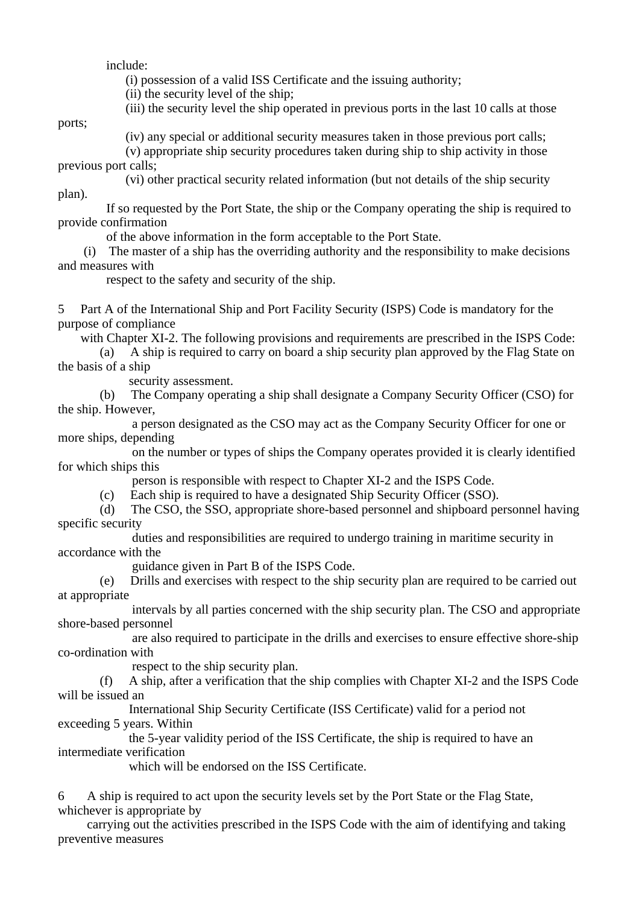include:

(i) possession of a valid ISS Certificate and the issuing authority;
(ii) the security level of the ship;
(iii) the security level the ship operated in previous ports in the last 10 calls at those ports;
(iv) any special or additional security measures taken in those previous port calls;
(v) appropriate ship security procedures taken during ship to ship activity in those previous port calls;
(vi) other practical security related information (but not details of the ship security plan).

If so requested by the Port State, the ship or the Company operating the ship is required to provide confirmation of the above information in the form acceptable to the Port State.

(i) The master of a ship has the overriding authority and the responsibility to make decisions and measures with respect to the safety and security of the ship.

5 Part A of the International Ship and Port Facility Security (ISPS) Code is mandatory for the purpose of compliance with Chapter XI-2. The following provisions and requirements are prescribed in the ISPS Code:

(a) A ship is required to carry on board a ship security plan approved by the Flag State on the basis of a ship security assessment.

(b) The Company operating a ship shall designate a Company Security Officer (CSO) for the ship. However, a person designated as the CSO may act as the Company Security Officer for one or more ships, depending on the number or types of ships the Company operates provided it is clearly identified for which ships this person is responsible with respect to Chapter XI-2 and the ISPS Code.

(c) Each ship is required to have a designated Ship Security Officer (SSO).

(d) The CSO, the SSO, appropriate shore-based personnel and shipboard personnel having specific security duties and responsibilities are required to undergo training in maritime security in accordance with the guidance given in Part B of the ISPS Code.

(e) Drills and exercises with respect to the ship security plan are required to be carried out at appropriate intervals by all parties concerned with the ship security plan. The CSO and appropriate shore-based personnel are also required to participate in the drills and exercises to ensure effective shore-ship co-ordination with respect to the ship security plan.

(f) A ship, after a verification that the ship complies with Chapter XI-2 and the ISPS Code will be issued an International Ship Security Certificate (ISS Certificate) valid for a period not exceeding 5 years. Within the 5-year validity period of the ISS Certificate, the ship is required to have an intermediate verification which will be endorsed on the ISS Certificate.

6 A ship is required to act upon the security levels set by the Port State or the Flag State, whichever is appropriate by carrying out the activities prescribed in the ISPS Code with the aim of identifying and taking preventive measures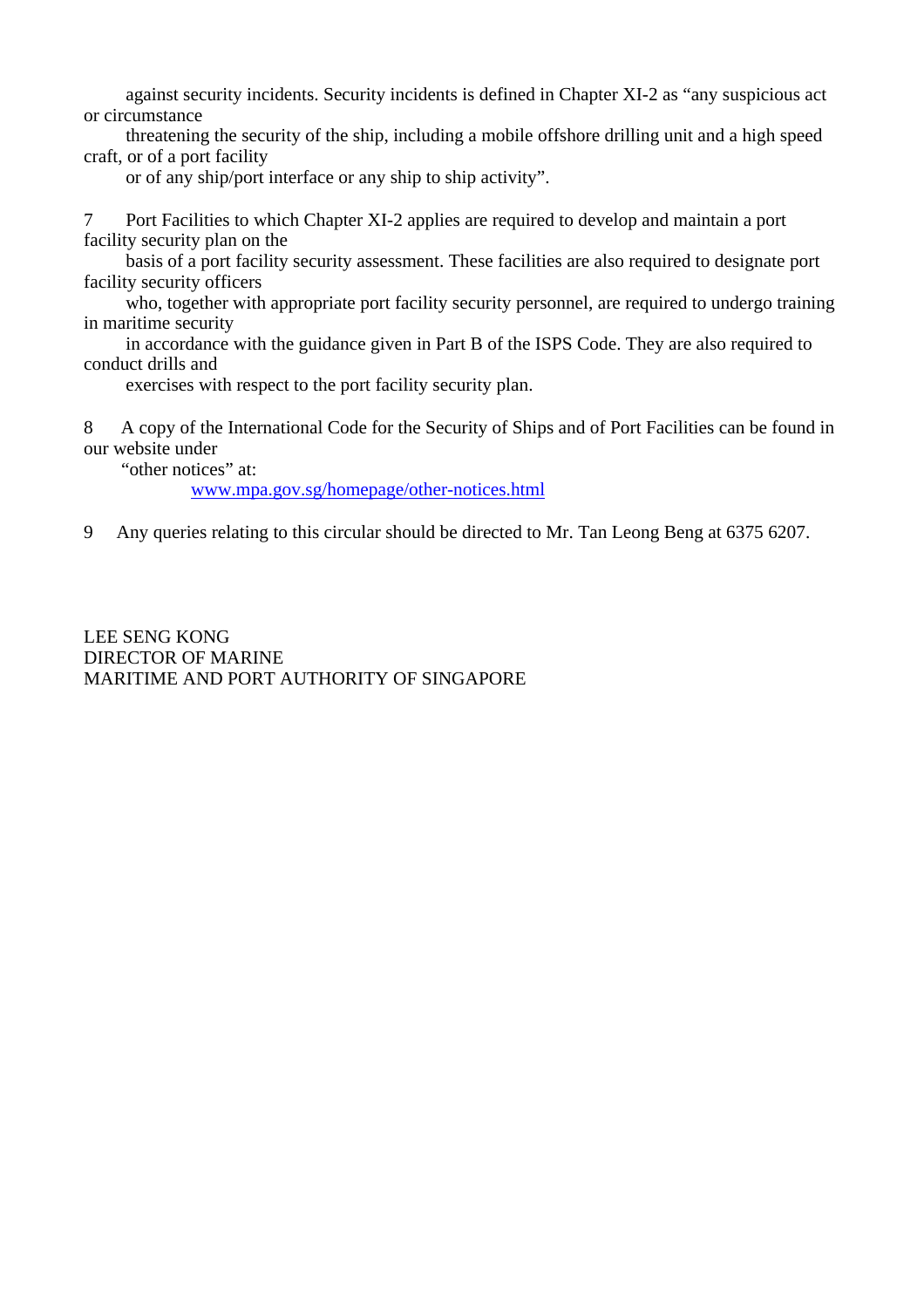against security incidents. Security incidents is defined in Chapter XI-2 as “any suspicious act or circumstance threatening the security of the ship, including a mobile offshore drilling unit and a high speed craft, or of a port facility or of any ship/port interface or any ship to ship activity”.

7 Port Facilities to which Chapter XI-2 applies are required to develop and maintain a port facility security plan on the basis of a port facility security assessment. These facilities are also required to designate port facility security officers who, together with appropriate port facility security personnel, are required to undergo training in maritime security in accordance with the guidance given in Part B of the ISPS Code. They are also required to conduct drills and exercises with respect to the port facility security plan.

8 A copy of the International Code for the Security of Ships and of Port Facilities can be found in our website under “other notices” at:

www.mpa.gov.sg/homepage/other-notices.html

9 Any queries relating to this circular should be directed to Mr. Tan Leong Beng at 6375 6207.

LEE SENG KONG
DIRECTOR OF MARINE
MARITIME AND PORT AUTHORITY OF SINGAPORE